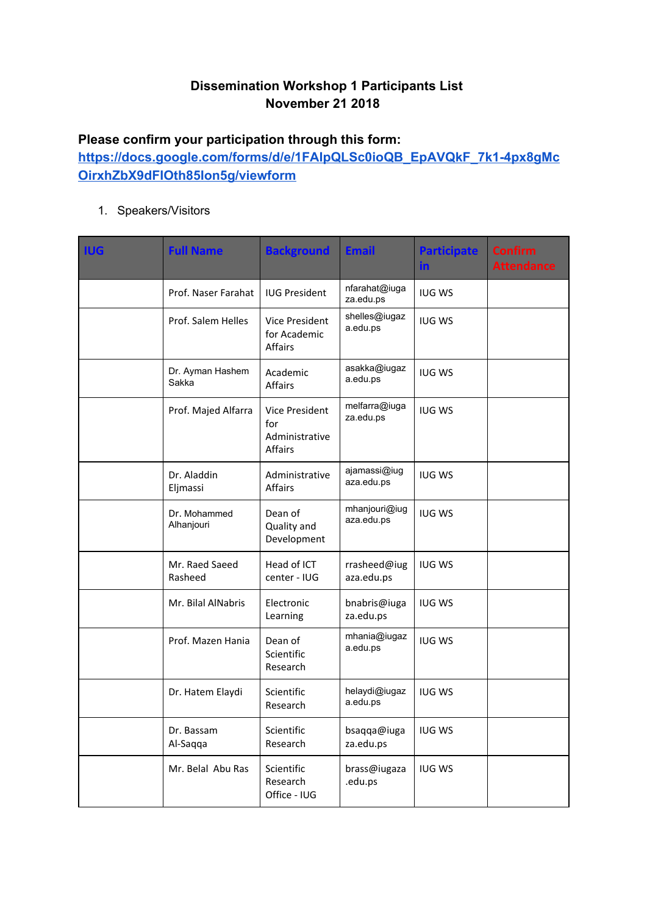# Dissemination Workshop 1 Participants List
## November 21 2018

**Please confirm your participation through this form:**
[https://docs.google.com/forms/d/e/1FAIpQLSc0ioQB_EpAVQkF_7k1-4px8gMcOirxhZbX9dFIOth85lon5g/viewform](https://docs.google.com/forms/d/e/1FAIpQLSc0ioQB_EpAVQkF_7k1-4px8gMcOirxhZbX9dFIOth85lon5g/viewform)

1. Speakers/Visitors

| IUG | Full Name | Background | Email | Participate in | Confirm Attendance |
|---|---|---|---|---|---|
| | Prof. Naser Farahat | IUG President | nfarahat@iugaza.edu.ps | IUG WS | |
| | Prof. Salem Helles | Vice President for Academic Affairs | shelles@iugaza.edu.ps | IUG WS | |
| | Dr. Ayman Hashem Sakka | Academic Affairs | asakka@iugaza.edu.ps | IUG WS | |
| | Prof. Majed Alfarra | Vice President for Administrative Affairs | melfarra@iugaza.edu.ps | IUG WS | |
| | Dr. Aladdin Eljmassi | Administrative Affairs | ajamassi@iugaza.edu.ps | IUG WS | |
| | Dr. Mohammed Alhanjouri | Dean of Quality and Development | mhanjouri@iugaza.edu.ps | IUG WS | |
| | Mr. Raed Saeed Rasheed | Head of ICT center - IUG | rrasheed@iugaza.edu.ps | IUG WS | |
| | Mr. Bilal AlNabris | Electronic Learning | bnabris@iugaza.edu.ps | IUG WS | |
| | Prof. Mazen Hania | Dean of Scientific Research | mhania@iugaza.edu.ps | IUG WS | |
| | Dr. Hatem Elaydi | Scientific Research | helaydi@iugaza.edu.ps | IUG WS | |
| | Dr. Bassam Al-Saqqa | Scientific Research | bsaqqa@iugaza.edu.ps | IUG WS | |
| | Mr. Belal Abu Ras | Scientific Research Office - IUG | brass@iugaza.edu.ps | IUG WS | |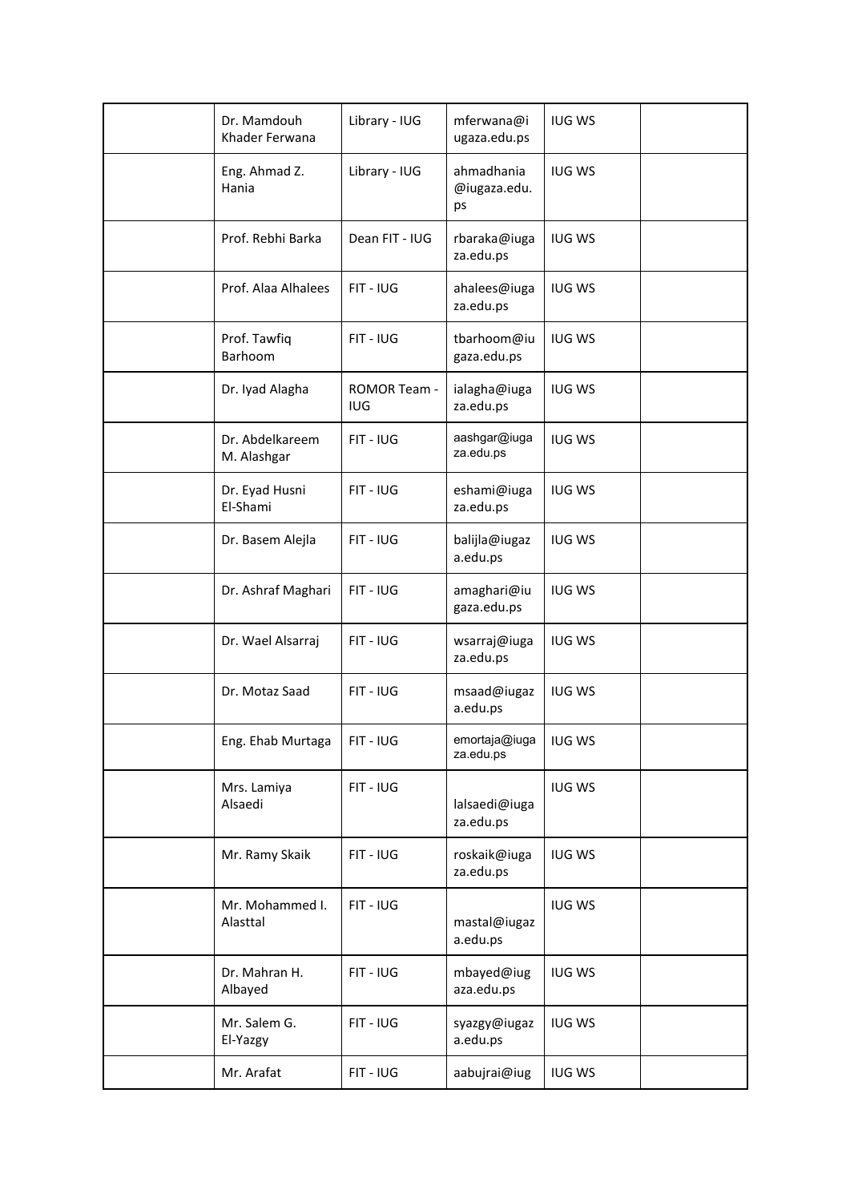|  | Dr. Mamdouh Khader Ferwana | Library - IUG | mferwana@iugaza.edu.ps | IUG WS |  |
|---|---|---|---|---|---|
|  | Eng. Ahmad Z. Hania | Library - IUG | ahmadhania@iugaza.edu.ps | IUG WS |  |
|  | Prof. Rebhi Barka | Dean FIT - IUG | rbaraka@iugaza.edu.ps | IUG WS |  |
|  | Prof. Alaa Alhalees | FIT - IUG | ahalees@iugaza.edu.ps | IUG WS |  |
|  | Prof. Tawfiq Barhoom | FIT - IUG | tbarhoom@iugaza.edu.ps | IUG WS |  |
|  | Dr. Iyad Alagha | ROMOR Team - IUG | ialagha@iugaza.edu.ps | IUG WS |  |
|  | Dr. Abdelkareem M. Alashgar | FIT - IUG | aashgar@iugaza.edu.ps | IUG WS |  |
|  | Dr. Eyad Husni El-Shami | FIT - IUG | eshami@iugaza.edu.ps | IUG WS |  |
|  | Dr. Basem Alejla | FIT - IUG | balijla@iugaza.edu.ps | IUG WS |  |
|  | Dr. Ashraf Maghari | FIT - IUG | amaghari@iugaza.edu.ps | IUG WS |  |
|  | Dr. Wael Alsarraj | FIT - IUG | wsarraj@iugaza.edu.ps | IUG WS |  |
|  | Dr. Motaz Saad | FIT - IUG | msaad@iugaza.edu.ps | IUG WS |  |
|  | Eng. Ehab Murtaga | FIT - IUG | emortaja@iugaza.edu.ps | IUG WS |  |
|  | Mrs. Lamiya Alsaedi | FIT - IUG | lalsaedi@iugaza.edu.ps | IUG WS |  |
|  | Mr. Ramy Skaik | FIT - IUG | roskaik@iugaza.edu.ps | IUG WS |  |
|  | Mr. Mohammed I. Alasttal | FIT - IUG | mastal@iugaza.edu.ps | IUG WS |  |
|  | Dr. Mahran H. Albayed | FIT - IUG | mbayed@iugaza.edu.ps | IUG WS |  |
|  | Mr. Salem G. El-Yazgy | FIT - IUG | syazgy@iugaza.edu.ps | IUG WS |  |
|  | Mr. Arafat | FIT - IUG | aabujrai@iug | IUG WS |  |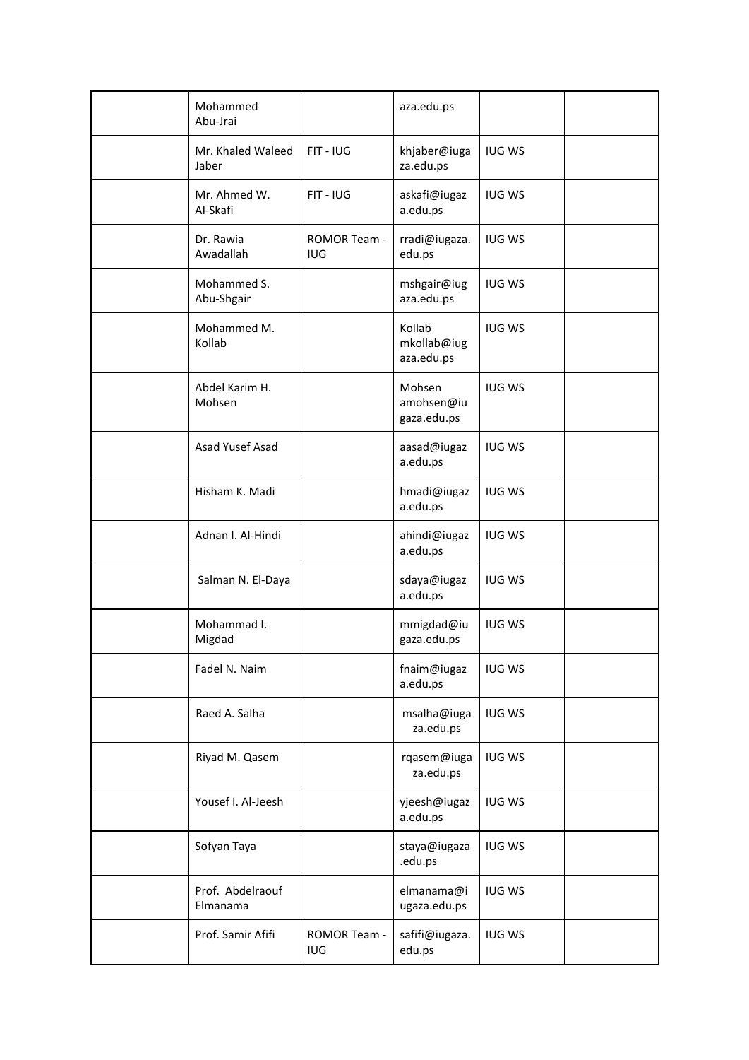| | | | | | |
|---|---|---|---|---|---|
| | Mohammed Abu-Jrai | | aza.edu.ps | | |
| | Mr. Khaled Waleed Jaber | FIT - IUG | khjaber@iugaza.edu.ps | IUG WS | |
| | Mr. Ahmed W. Al-Skafi | FIT - IUG | askafi@iugaza.edu.ps | IUG WS | |
| | Dr. Rawia Awadallah | ROMOR Team - IUG | rradi@iugaza.edu.ps | IUG WS | |
| | Mohammed S. Abu-Shgair | | mshgair@iugaza.edu.ps | IUG WS | |
| | Mohammed M. Kollab | | Kollab mkollab@iugaza.edu.ps | IUG WS | |
| | Abdel Karim H. Mohsen | | Mohsen amohsen@iugaza.edu.ps | IUG WS | |
| | Asad Yusef Asad | | aasad@iugaza.edu.ps | IUG WS | |
| | Hisham K. Madi | | hmadi@iugaza.edu.ps | IUG WS | |
| | Adnan I. Al-Hindi | | ahindi@iugaza.edu.ps | IUG WS | |
| | Salman N. El-Daya | | sdaya@iugaza.edu.ps | IUG WS | |
| | Mohammad I. Migdad | | mmigdad@iugaza.edu.ps | IUG WS | |
| | Fadel N. Naim | | fnaim@iugaza.edu.ps | IUG WS | |
| | Raed A. Salha | | msalha@iugaza.edu.ps | IUG WS | |
| | Riyad M. Qasem | | rqasem@iugaza.edu.ps | IUG WS | |
| | Yousef I. Al-Jeesh | | yjeesh@iugaza.edu.ps | IUG WS | |
| | Sofyan Taya | | staya@iugaza.edu.ps | IUG WS | |
| | Prof. Abdelraouf Elmanama | | elmanama@iugaza.edu.ps | IUG WS | |
| | Prof. Samir Afifi | ROMOR Team - IUG | safifi@iugaza.edu.ps | IUG WS | |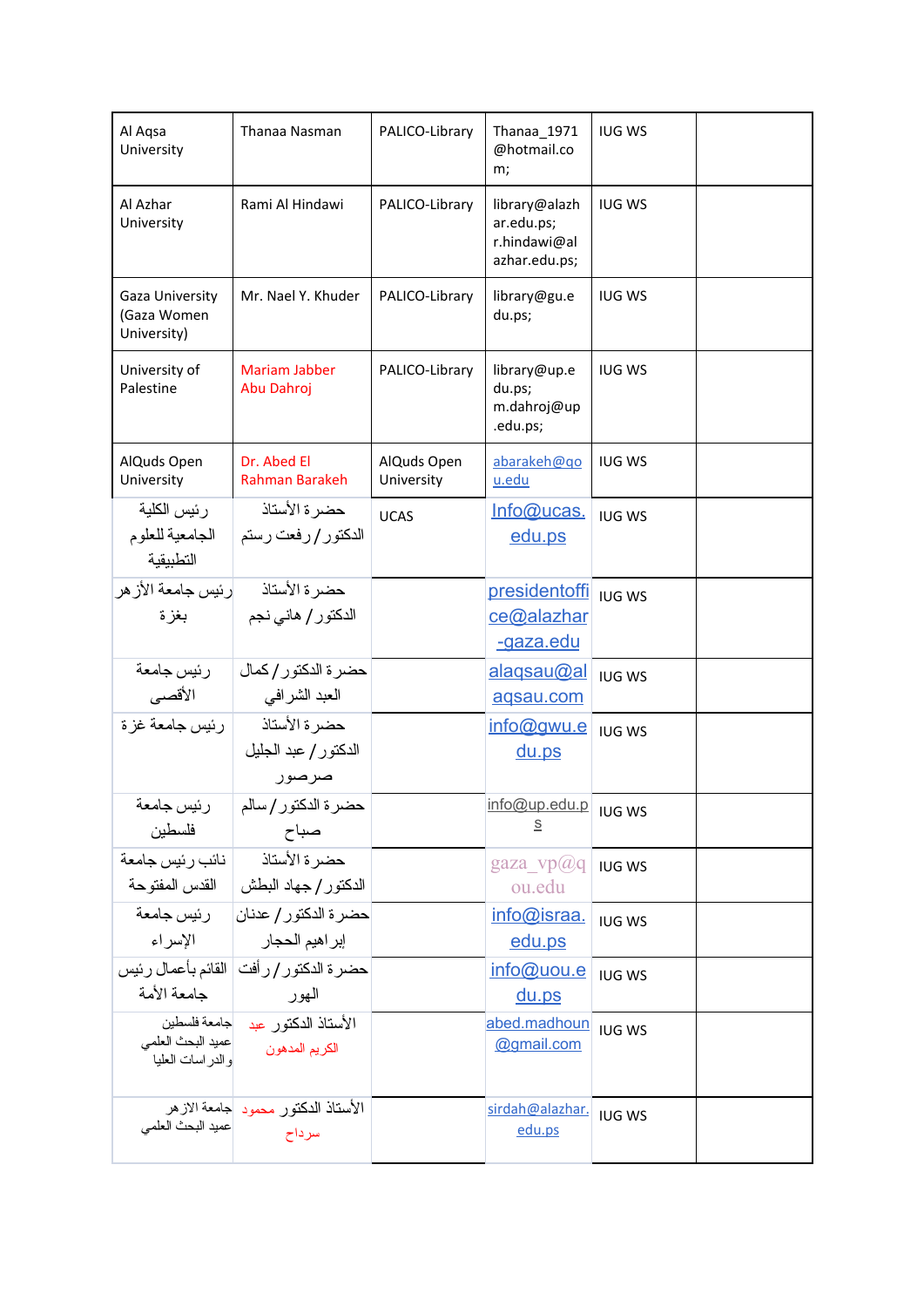| | | | | | |
|---|---|---|---|---|---|
| Al Aqsa University | Thanaa Nasman | PALICO-Library | Thanaa_1971@hotmail.com; | IUG WS | |
| Al Azhar University | Rami Al Hindawi | PALICO-Library | library@alazhar.edu.ps; r.hindawi@alazhar.edu.ps; | IUG WS | |
| Gaza University (Gaza Women University) | Mr. Nael Y. Khuder | PALICO-Library | library@gu.edu.ps; | IUG WS | |
| University of Palestine | Mariam Jabber Abu Dahroj | PALICO-Library | library@up.edu.ps; m.dahroj@up.edu.ps; | IUG WS | |
| AlQuds Open University | Dr. Abed El Rahman Barakeh | AlQuds Open University | abarakeh@qou.edu | IUG WS | |
| رئيس الكلية الجامعية للعلوم التطبيقية | حضرة الأستاذ الدكتور / رفعت رستم | UCAS | Info@ucas.edu.ps | IUG WS | |
| رئيس جامعة الأزهر بغزة | حضرة الأستاذ الدكتور / هاني نجم | | presidentoffice@alazhar-gaza.edu | IUG WS | |
| رئيس جامعة الأقصى | حضرة الدكتور / كمال العبد الشرافي | | alaqsau@alaqsau.com | IUG WS | |
| رئيس جامعة غزة | حضرة الأستاذ الدكتور / عبد الجليل صرصور | | info@gwu.edu.ps | IUG WS | |
| رئيس جامعة فلسطين | حضرة الدكتور / سالم صباح | | info@up.edu.ps | IUG WS | |
| نائب رئيس جامعة القدس المفتوحة | حضرة الأستاذ الدكتور / جهاد البطش | | gaza_vp@qou.edu | IUG WS | |
| رئيس جامعة الإسراء | حضرة الدكتور / عدنان إبراهيم الحجار | | info@israa.edu.ps | IUG WS | |
| القائم بأعمال رئيس جامعة الأمة | حضرة الدكتور / رأفت الهور | | info@uou.edu.ps | IUG WS | |
| جامعة فلسطين عميد البحث العلمي والدراسات العليا | الأستاذ الدكتور عبد الكريم المدهون | | abed.madhoun@gmail.com | IUG WS | |
| جامعة الازهر عميد البحث العلمي | الأستاذ الدكتور محمود سرداح | | sirdah@alazhar.edu.ps | IUG WS | |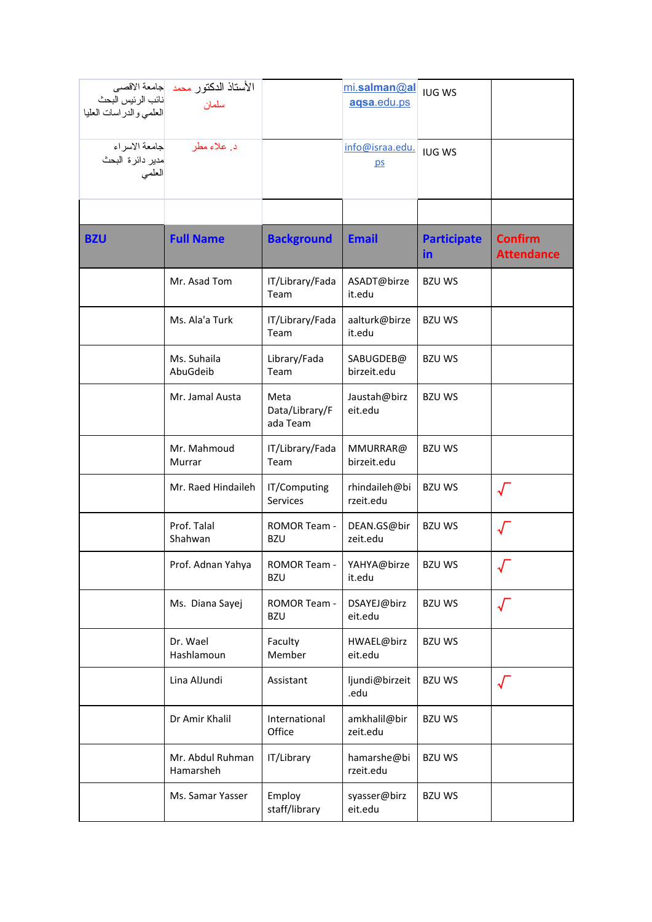| | | | | | |
|---|---|---|---|---|---|
| جامعة الاقصى نائب الرئيس البحث العلمي والدراسات العليا | الأستاذ الدكتور محمد سلمان | | mi.salman@alaqsa.edu.ps | IUG WS | |
| جامعة الاسراء مدير دائرة البحث العلمي | د. علاء مطر | | info@israa.edu.ps | IUG WS | |
| | | | | | |
| **BZU** | **Full Name** | **Background** | **Email** | **Participate in** | **Confirm Attendance** |
| | Mr. Asad Tom | IT/Library/Fada Team | ASADT@birzeit.edu | BZU WS | |
| | Ms. Ala'a Turk | IT/Library/Fada Team | aalturk@birzeit.edu | BZU WS | |
| | Ms. Suhaila AbuGdeib | Library/Fada Team | SABUGDEB@birzeit.edu | BZU WS | |
| | Mr. Jamal Austa | Meta Data/Library/Fada Team | Jaustah@birzeit.edu | BZU WS | |
| | Mr. Mahmoud Murrar | IT/Library/Fada Team | MMURRAR@birzeit.edu | BZU WS | |
| | Mr. Raed Hindaileh | IT/Computing Services | rhindaileh@birzeit.edu | BZU WS | √ |
| | Prof. Talal Shahwan | ROMOR Team - BZU | DEAN.GS@birzeit.edu | BZU WS | √ |
| | Prof. Adnan Yahya | ROMOR Team - BZU | YAHYA@birzeit.edu | BZU WS | √ |
| | Ms. Diana Sayej | ROMOR Team - BZU | DSAYEJ@birzeit.edu | BZU WS | √ |
| | Dr. Wael Hashlamoun | Faculty Member | HWAEL@birzeit.edu | BZU WS | |
| | Lina AlJundi | Assistant | ljundi@birzeit.edu | BZU WS | √ |
| | Dr Amir Khalil | International Office | amkhalil@birzeit.edu | BZU WS | |
| | Mr. Abdul Ruhman Hamarsheh | IT/Library | hamarshe@birzeit.edu | BZU WS | |
| | Ms. Samar Yasser | Employ staff/library | syasser@birzeit.edu | BZU WS | |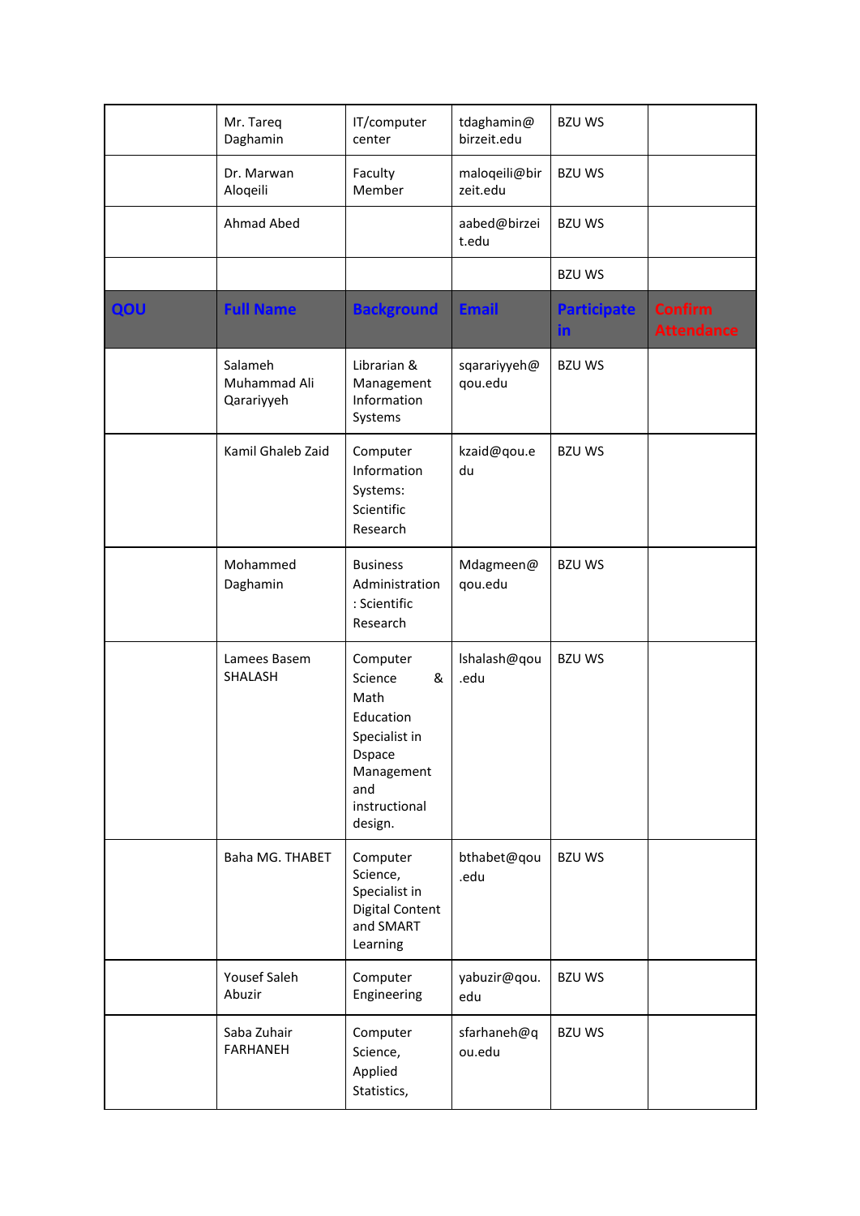| | | | | | |
|---|---|---|---|---|---|
| | Mr. Tareq Daghamin | IT/computer center | tdaghamin@birzeit.edu | BZU WS | |
| | Dr. Marwan Aloqeili | Faculty Member | maloqeili@birzeit.edu | BZU WS | |
| | Ahmad Abed | | aabed@birzeit.edu | BZU WS | |
| | | | | BZU WS | |
| **QOU** | **Full Name** | **Background** | **Email** | **Participate in** | **Confirm Attendance** |
| | Salameh Muhammad Ali Qarariyyeh | Librarian & Management Information Systems | sqarariyyeh@qou.edu | BZU WS | |
| | Kamil Ghaleb Zaid | Computer Information Systems: Scientific Research | kzaid@qou.edu | BZU WS | |
| | Mohammed Daghamin | Business Administration : Scientific Research | Mdagmeen@qou.edu | BZU WS | |
| | Lamees Basem SHALASH | Computer Science & Math Education Specialist in Dspace Management and instructional design. | lshalash@qou.edu | BZU WS | |
| | Baha MG. THABET | Computer Science, Specialist in Digital Content and SMART Learning | bthabet@qou.edu | BZU WS | |
| | Yousef Saleh Abuzir | Computer Engineering | yabuzir@qou.edu | BZU WS | |
| | Saba Zuhair FARHANEH | Computer Science, Applied Statistics, | sfarhaneh@qou.edu | BZU WS | |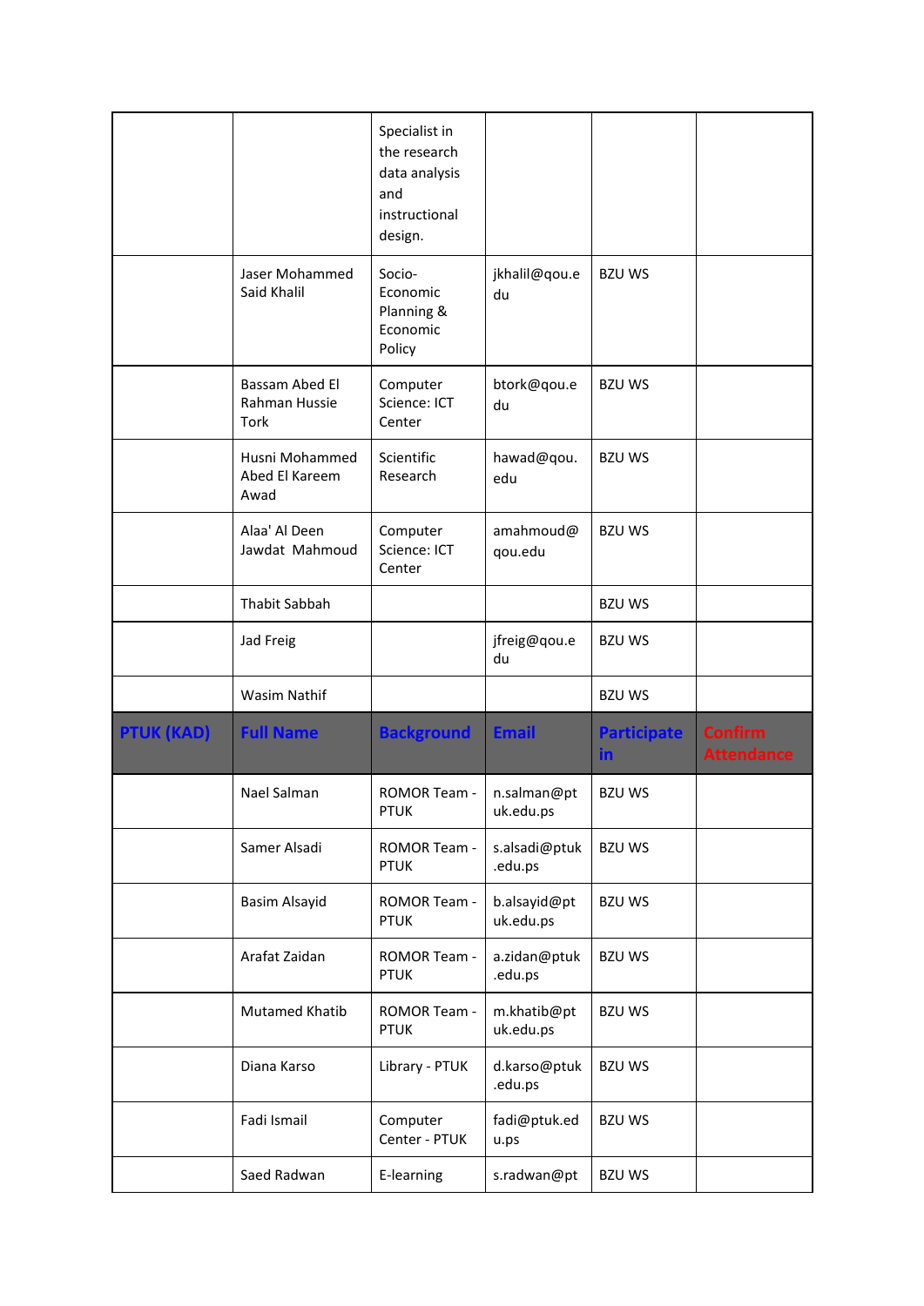| | | | | | |
|---|---|---|---|---|---|
| | | Specialist in the research data analysis and instructional design. | | | |
| | Jaser Mohammed Said Khalil | Socio-Economic Planning & Economic Policy | jkhalil@qou.edu | BZU WS | |
| | Bassam Abed El Rahman Hussie Tork | Computer Science: ICT Center | btork@qou.edu | BZU WS | |
| | Husni Mohammed Abed El Kareem Awad | Scientific Research | hawad@qou.edu | BZU WS | |
| | Alaa' Al Deen Jawdat Mahmoud | Computer Science: ICT Center | amahmoud@qou.edu | BZU WS | |
| | Thabit Sabbah | | | BZU WS | |
| | Jad Freig | | jfreig@qou.edu | BZU WS | |
| | Wasim Nathif | | | BZU WS | |
| **PTUK (KAD)** | **Full Name** | **Background** | **Email** | **Participate in** | **Confirm Attendance** |
| | Nael Salman | ROMOR Team - PTUK | n.salman@ptuk.edu.ps | BZU WS | |
| | Samer Alsadi | ROMOR Team - PTUK | s.alsadi@ptuk.edu.ps | BZU WS | |
| | Basim Alsayid | ROMOR Team - PTUK | b.alsayid@ptuk.edu.ps | BZU WS | |
| | Arafat Zaidan | ROMOR Team - PTUK | a.zidan@ptuk.edu.ps | BZU WS | |
| | Mutamed Khatib | ROMOR Team - PTUK | m.khatib@ptuk.edu.ps | BZU WS | |
| | Diana Karso | Library - PTUK | d.karso@ptuk.edu.ps | BZU WS | |
| | Fadi Ismail | Computer Center - PTUK | fadi@ptuk.edu.ps | BZU WS | |
| | Saed Radwan | E-learning | s.radwan@pt | BZU WS | |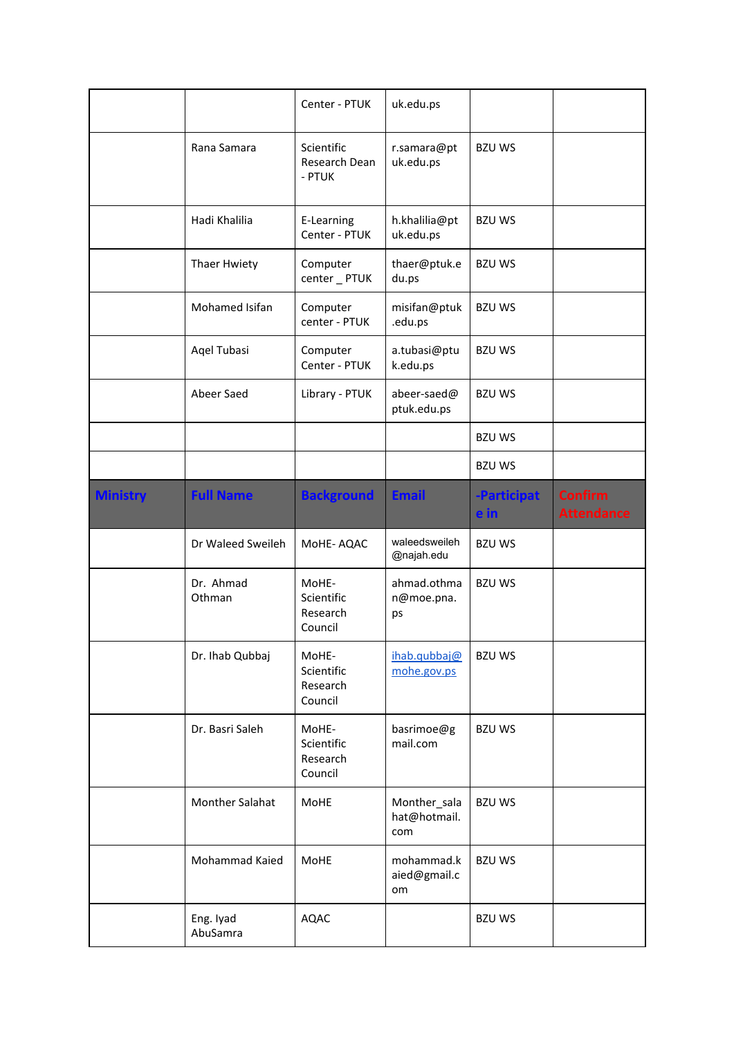| | | | | | |
|---|---|---|---|---|---|
| | | Center - PTUK | uk.edu.ps | | |
| | Rana Samara | Scientific Research Dean - PTUK | r.samara@ptuk.edu.ps | BZU WS | |
| | Hadi Khalilia | E-Learning Center - PTUK | h.khalilia@ptuk.edu.ps | BZU WS | |
| | Thaer Hwiety | Computer center _ PTUK | thaer@ptuk.edu.ps | BZU WS | |
| | Mohamed Isifan | Computer center - PTUK | misifan@ptuk.edu.ps | BZU WS | |
| | Aqel Tubasi | Computer Center - PTUK | a.tubasi@ptuk.edu.ps | BZU WS | |
| | Abeer Saed | Library - PTUK | abeer-saed@ptuk.edu.ps | BZU WS | |
| | | | | BZU WS | |
| | | | | BZU WS | |

| **Ministry** | **Full Name** | **Background** | **Email** | **-Participate in** | **Confirm Attendance** |
|---|---|---|---|---|---|
| | Dr Waleed Sweileh | MoHE- AQAC | waleedsweileh@najah.edu | BZU WS | |
| | Dr. Ahmad Othman | MoHE- Scientific Research Council | ahmad.othman@moe.pna.ps | BZU WS | |
| | Dr. Ihab Qubbaj | MoHE- Scientific Research Council | ihab.qubbaj@mohe.gov.ps | BZU WS | |
| | Dr. Basri Saleh | MoHE- Scientific Research Council | basrimoe@gmail.com | BZU WS | |
| | Monther Salahat | MoHE | Monther_salahat@hotmail.com | BZU WS | |
| | Mohammad Kaied | MoHE | mohammad.kaied@gmail.com | BZU WS | |
| | Eng. Iyad AbuSamra | AQAC | | BZU WS | |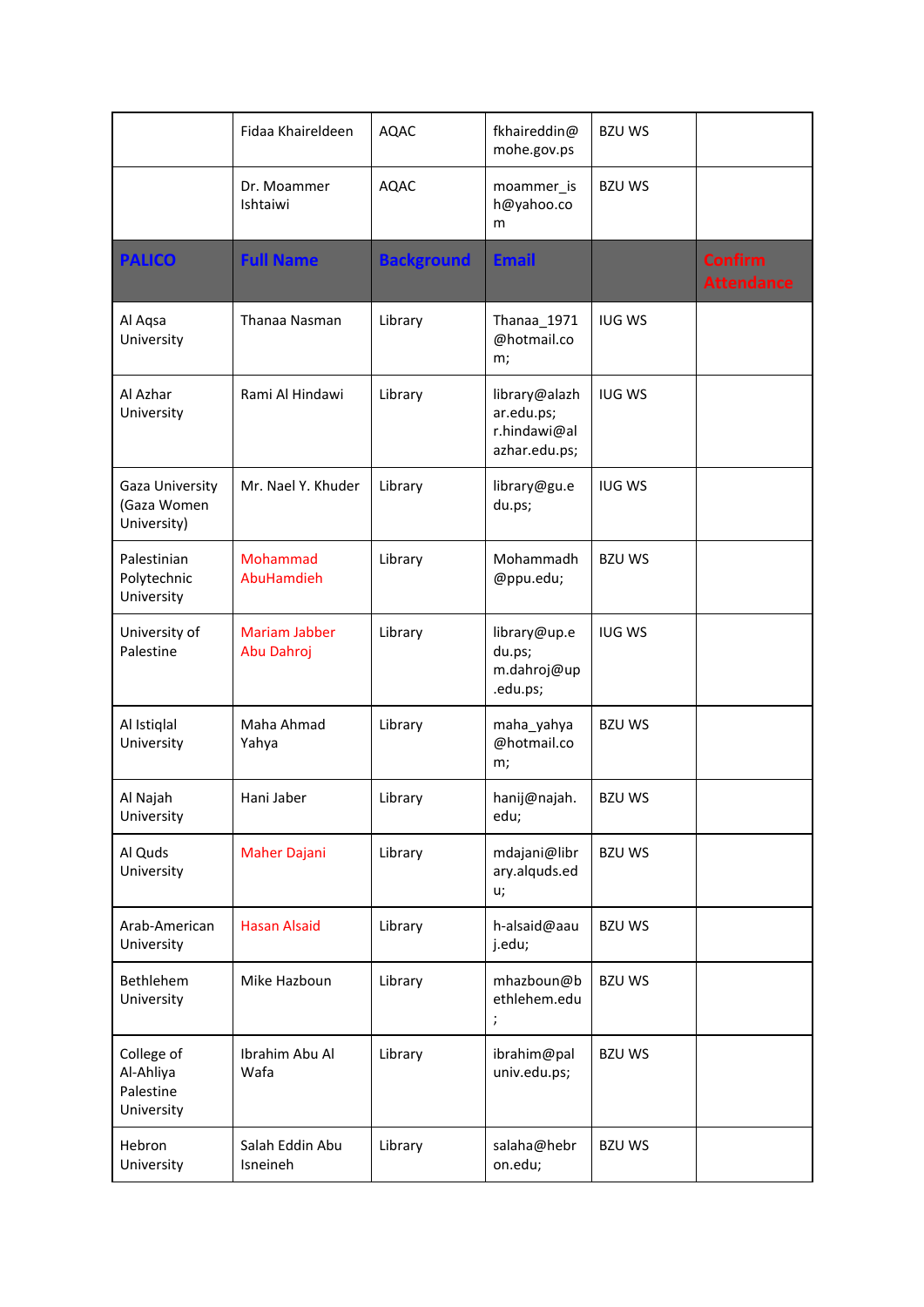| | | | | | |
|---|---|---|---|---|---|
| | Fidaa Khaireldeen | AQAC | fkhaireddin@mohe.gov.ps | BZU WS | |
| | Dr. Moammer Ishtaiwi | AQAC | moammer_ish@yahoo.com | BZU WS | |
| **PALICO** | **Full Name** | **Background** | **Email** | | **Confirm Attendance** |
| Al Aqsa University | Thanaa Nasman | Library | Thanaa_1971@hotmail.com; | IUG WS | |
| Al Azhar University | Rami Al Hindawi | Library | library@alazhar.edu.ps; r.hindawi@alazhar.edu.ps; | IUG WS | |
| Gaza University (Gaza Women University) | Mr. Nael Y. Khuder | Library | library@gu.edu.ps; | IUG WS | |
| Palestinian Polytechnic University | Mohammad AbuHamdieh | Library | Mohammadh@ppu.edu; | BZU WS | |
| University of Palestine | Mariam Jabber Abu Dahroj | Library | library@up.edu.ps; m.dahroj@up.edu.ps; | IUG WS | |
| Al Istiqlal University | Maha Ahmad Yahya | Library | maha_yahya@hotmail.com; | BZU WS | |
| Al Najah University | Hani Jaber | Library | hanij@najah.edu; | BZU WS | |
| Al Quds University | Maher Dajani | Library | mdajani@library.alquds.edu; | BZU WS | |
| Arab-American University | Hasan Alsaid | Library | h-alsaid@aauj.edu; | BZU WS | |
| Bethlehem University | Mike Hazboun | Library | mhazboun@bethlehem.edu; | BZU WS | |
| College of Al-Ahliya Palestine University | Ibrahim Abu Al Wafa | Library | ibrahim@paluniv.edu.ps; | BZU WS | |
| Hebron University | Salah Eddin Abu Isneineh | Library | salaha@hebron.edu; | BZU WS | |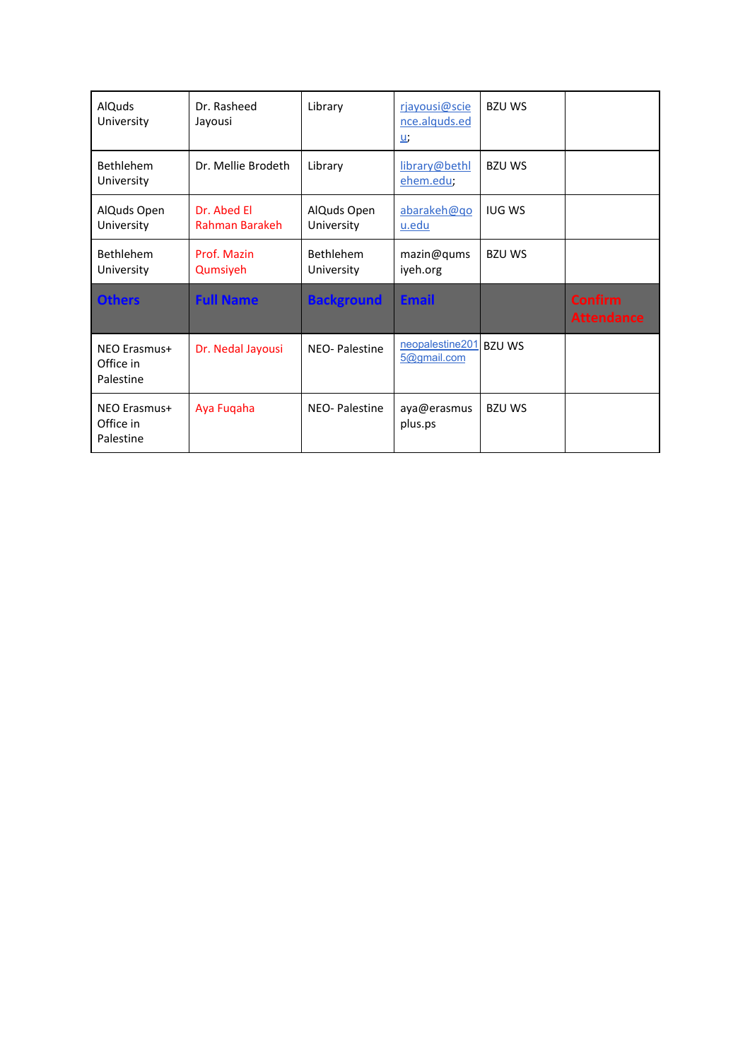| | | | | | |
|---|---|---|---|---|---|
| AlQuds University | Dr. Rasheed Jayousi | Library | rjayousi@science.alquds.edu; | BZU WS | |
| Bethlehem University | Dr. Mellie Brodeth | Library | library@bethlehem.edu; | BZU WS | |
| AlQuds Open University | Dr. Abed El Rahman Barakeh | AlQuds Open University | abarakeh@qou.edu | IUG WS | |
| Bethlehem University | Prof. Mazin Qumsiyeh | Bethlehem University | mazin@qumsiyeh.org | BZU WS | |
| **Others** | **Full Name** | **Background** | **Email** | | **Confirm Attendance** |
| NEO Erasmus+ Office in Palestine | Dr. Nedal Jayousi | NEO- Palestine | neopalestine2015@gmail.com | BZU WS | |
| NEO Erasmus+ Office in Palestine | Aya Fuqaha | NEO- Palestine | aya@erasmusplus.ps | BZU WS | |